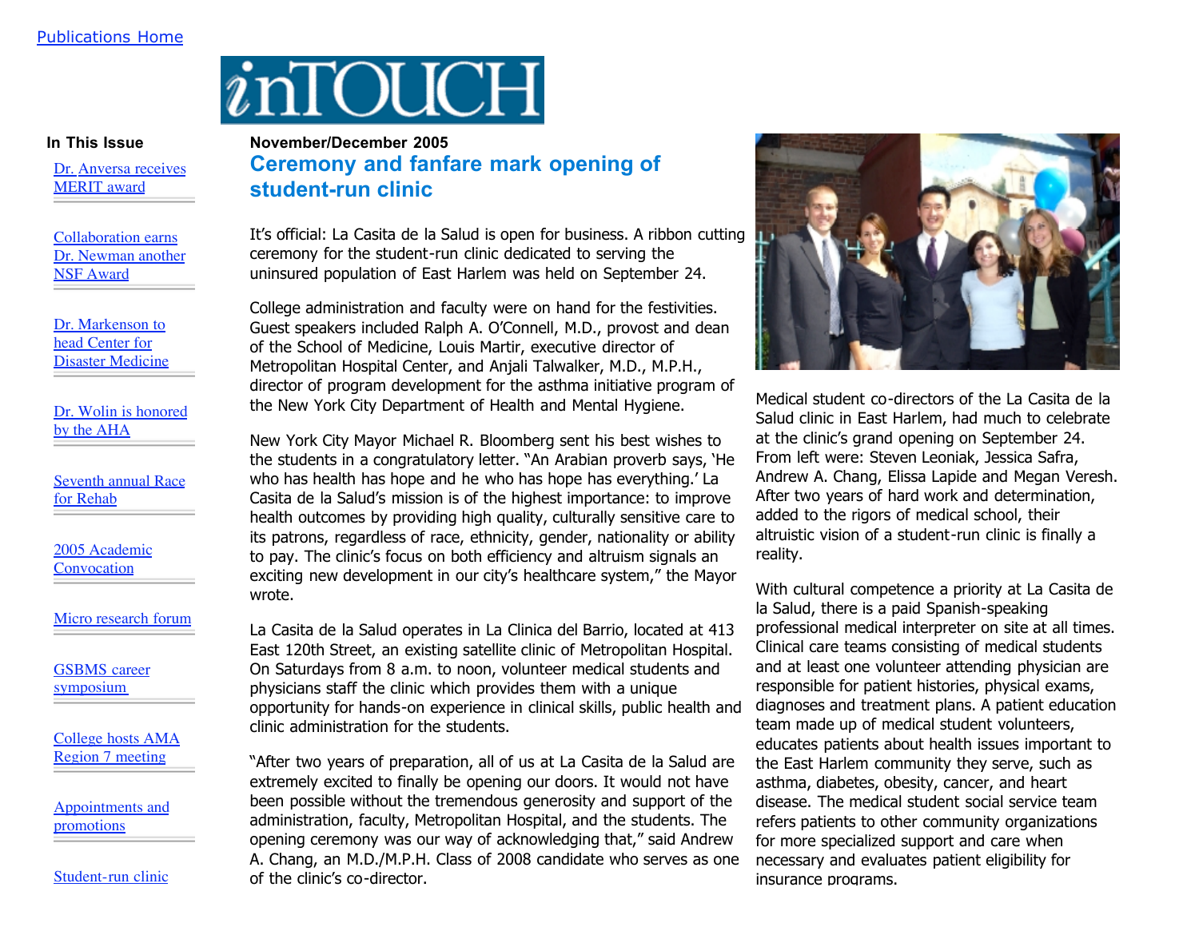Publications Home

# inTOUCH

**In This Issue**

- Dr. Anversa receives MERIT award
- Collaboration earns Dr. Newman another NSF Award
- Dr. Markenson to head Center for Disaster Medicine
- Dr. Wolin is honored by the AHA
- Seventh annual Race for Rehab
- 2005 Academic Convocation
- Micro research forum
- GSBMS career symposium
- College hosts AMA Region 7 meeting
- Appointments and promotions
- Student-run clinic

**November/December 2005**

## Ceremony and fanfare mark opening of student-run clinic

It's official: La Casita de la Salud is open for business. A ribbon cutting ceremony for the student-run clinic dedicated to serving the uninsured population of East Harlem was held on September 24.

College administration and faculty were on hand for the festivities. Guest speakers included Ralph A. O'Connell, M.D., provost and dean of the School of Medicine, Louis Martir, executive director of Metropolitan Hospital Center, and Anjali Talwalker, M.D., M.P.H., director of program development for the asthma initiative program of the New York City Department of Health and Mental Hygiene.

New York City Mayor Michael R. Bloomberg sent his best wishes to the students in a congratulatory letter. "An Arabian proverb says, 'He who has health has hope and he who has hope has everything.' La Casita de la Salud's mission is of the highest importance: to improve health outcomes by providing high quality, culturally sensitive care to its patrons, regardless of race, ethnicity, gender, nationality or ability to pay. The clinic's focus on both efficiency and altruism signals an exciting new development in our city's healthcare system," the Mayor wrote.

La Casita de la Salud operates in La Clinica del Barrio, located at 413 East 120th Street, an existing satellite clinic of Metropolitan Hospital. On Saturdays from 8 a.m. to noon, volunteer medical students and physicians staff the clinic which provides them with a unique opportunity for hands-on experience in clinical skills, public health and clinic administration for the students.

"After two years of preparation, all of us at La Casita de la Salud are extremely excited to finally be opening our doors. It would not have been possible without the tremendous generosity and support of the administration, faculty, Metropolitan Hospital, and the students. The opening ceremony was our way of acknowledging that," said Andrew A. Chang, an M.D./M.P.H. Class of 2008 candidate who serves as one of the clinic's co-director.

Medical student co-directors of the La Casita de la Salud clinic in East Harlem, had much to celebrate at the clinic's grand opening on September 24. From left were: Steven Leoniak, Jessica Safra, Andrew A. Chang, Elissa Lapide and Megan Veresh. After two years of hard work and determination, added to the rigors of medical school, their altruistic vision of a student-run clinic is finally a reality.

With cultural competence a priority at La Casita de la Salud, there is a paid Spanish-speaking professional medical interpreter on site at all times. Clinical care teams consisting of medical students and at least one volunteer attending physician are responsible for patient histories, physical exams, diagnoses and treatment plans. A patient education team made up of medical student volunteers, educates patients about health issues important to the East Harlem community they serve, such as asthma, diabetes, obesity, cancer, and heart disease. The medical student social service team refers patients to other community organizations for more specialized support and care when necessary and evaluates patient eligibility for insurance programs.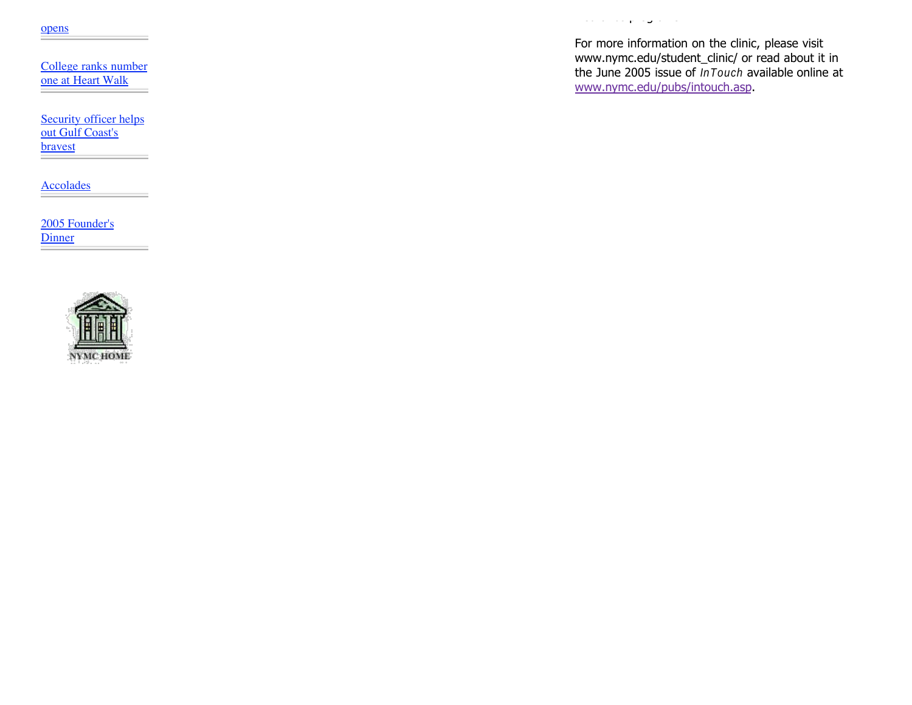opens

College ranks number one at Heart Walk

Security officer helps out Gulf Coast's bravest

Accolades

2005 Founder's Dinner

NYMC HOME

For more information on the clinic, please visit www.nymc.edu/student_clinic/ or read about it in the June 2005 issue of *InTouch* available online at www.nymc.edu/pubs/intouch.asp.